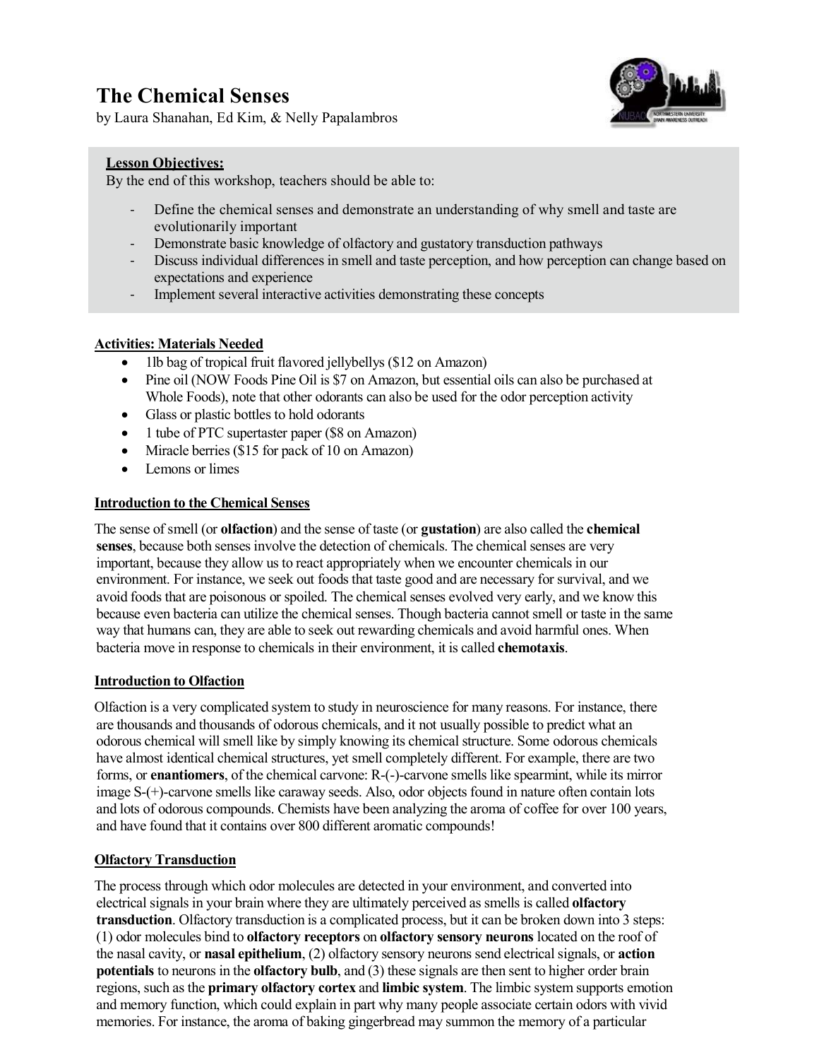# The Chemical Senses

by Laura Shanahan, Ed Kim, & Nelly Papalambros

**Lesson Objectives:**

By the end of this workshop, teachers should be able to:

- Define the chemical senses and demonstrate an understanding of why smell and taste are evolutionarily important
- Demonstrate basic knowledge of olfactory and gustatory transduction pathways
- Discuss individual differences in smell and taste perception, and how perception can change based on expectations and experience
- Implement several interactive activities demonstrating these concepts

## Activities: Materials Needed

- 1lb bag of tropical fruit flavored jellybellys ($12 on Amazon)
- Pine oil (NOW Foods Pine Oil is $7 on Amazon, but essential oils can also be purchased at Whole Foods), note that other odorants can also be used for the odor perception activity
- Glass or plastic bottles to hold odorants
- 1 tube of PTC supertaster paper ($8 on Amazon)
- Miracle berries ($15 for pack of 10 on Amazon)
- Lemons or limes

## Introduction to the Chemical Senses

The sense of smell (or **olfaction**) and the sense of taste (or **gustation**) are also called the **chemical senses**, because both senses involve the detection of chemicals. The chemical senses are very important, because they allow us to react appropriately when we encounter chemicals in our environment. For instance, we seek out foods that taste good and are necessary for survival, and we avoid foods that are poisonous or spoiled. The chemical senses evolved very early, and we know this because even bacteria can utilize the chemical senses. Though bacteria cannot smell or taste in the same way that humans can, they are able to seek out rewarding chemicals and avoid harmful ones. When bacteria move in response to chemicals in their environment, it is called **chemotaxis**.

## Introduction to Olfaction

Olfaction is a very complicated system to study in neuroscience for many reasons. For instance, there are thousands and thousands of odorous chemicals, and it not usually possible to predict what an odorous chemical will smell like by simply knowing its chemical structure. Some odorous chemicals have almost identical chemical structures, yet smell completely different. For example, there are two forms, or **enantiomers**, of the chemical carvone: R-(-)-carvone smells like spearmint, while its mirror image S-(+)-carvone smells like caraway seeds. Also, odor objects found in nature often contain lots and lots of odorous compounds. Chemists have been analyzing the aroma of coffee for over 100 years, and have found that it contains over 800 different aromatic compounds!

## Olfactory Transduction

The process through which odor molecules are detected in your environment, and converted into electrical signals in your brain where they are ultimately perceived as smells is called **olfactory transduction**. Olfactory transduction is a complicated process, but it can be broken down into 3 steps: (1) odor molecules bind to **olfactory receptors** on **olfactory sensory neurons** located on the roof of the nasal cavity, or **nasal epithelium**, (2) olfactory sensory neurons send electrical signals, or **action potentials** to neurons in the **olfactory bulb**, and (3) these signals are then sent to higher order brain regions, such as the **primary olfactory cortex** and **limbic system**. The limbic system supports emotion and memory function, which could explain in part why many people associate certain odors with vivid memories. For instance, the aroma of baking gingerbread may summon the memory of a particular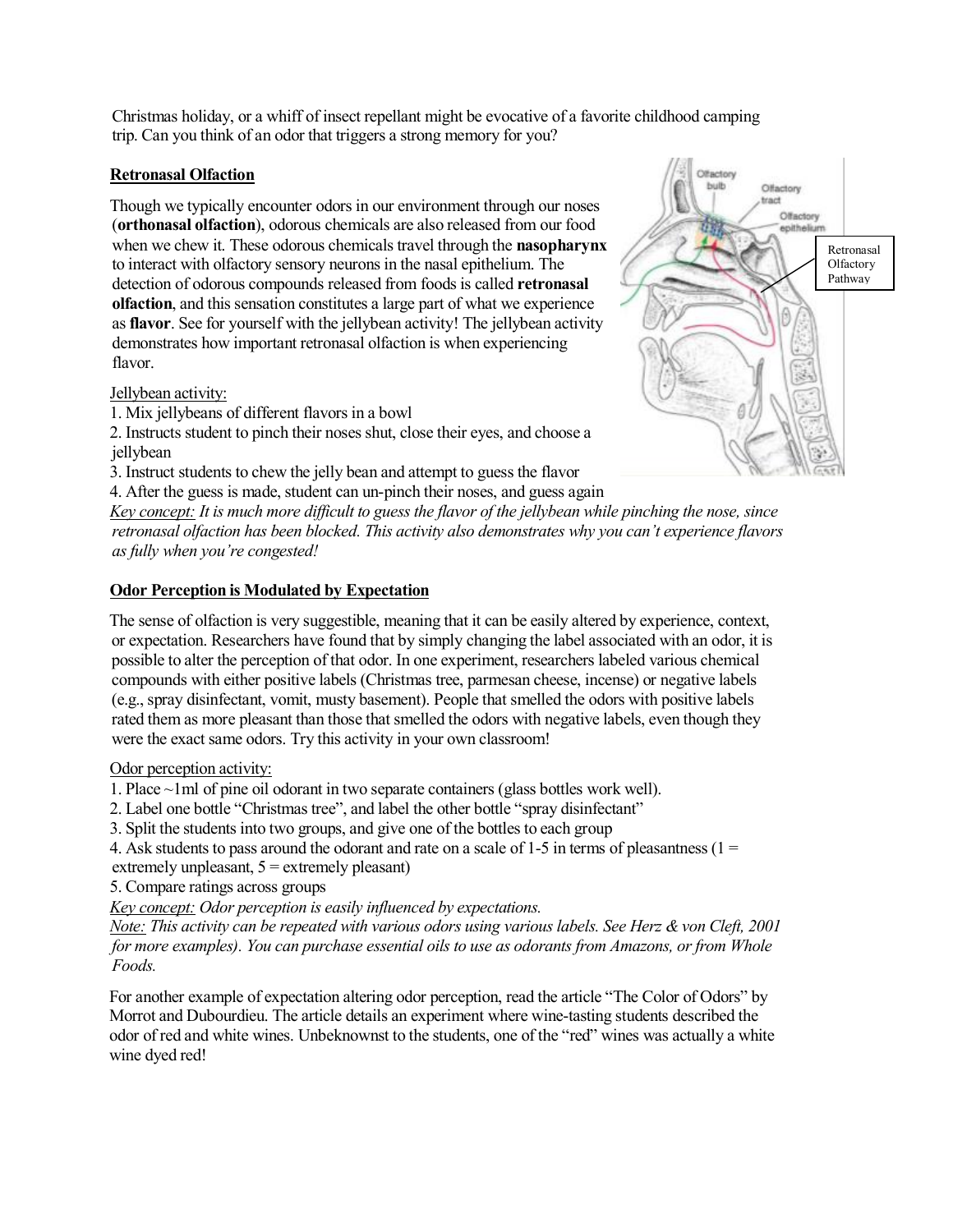Christmas holiday, or a whiff of insect repellant might be evocative of a favorite childhood camping trip. Can you think of an odor that triggers a strong memory for you?

**Retronasal Olfaction**

Though we typically encounter odors in our environment through our noses (**orthonasal olfaction**), odorous chemicals are also released from our food when we chew it. These odorous chemicals travel through the **nasopharynx** to interact with olfactory sensory neurons in the nasal epithelium. The detection of odorous compounds released from foods is called **retronasal olfaction**, and this sensation constitutes a large part of what we experience as **flavor**. See for yourself with the jellybean activity! The jellybean activity demonstrates how important retronasal olfaction is when experiencing flavor.

Olfactory bulb
Olfactory tract
Olfactory epithelium
Retronasal Olfactory Pathway

Jellybean activity:

1. Mix jellybeans of different flavors in a bowl
2. Instructs student to pinch their noses shut, close their eyes, and choose a jellybean
3. Instruct students to chew the jelly bean and attempt to guess the flavor
4. After the guess is made, student can un-pinch their noses, and guess again

*Key concept: It is much more difficult to guess the flavor of the jellybean while pinching the nose, since retronasal olfaction has been blocked. This activity also demonstrates why you can't experience flavors as fully when you're congested!*

**Odor Perception is Modulated by Expectation**

The sense of olfaction is very suggestible, meaning that it can be easily altered by experience, context, or expectation. Researchers have found that by simply changing the label associated with an odor, it is possible to alter the perception of that odor. In one experiment, researchers labeled various chemical compounds with either positive labels (Christmas tree, parmesan cheese, incense) or negative labels (e.g., spray disinfectant, vomit, musty basement). People that smelled the odors with positive labels rated them as more pleasant than those that smelled the odors with negative labels, even though they were the exact same odors. Try this activity in your own classroom!

Odor perception activity:

1. Place ~1ml of pine oil odorant in two separate containers (glass bottles work well).
2. Label one bottle "Christmas tree", and label the other bottle "spray disinfectant"
3. Split the students into two groups, and give one of the bottles to each group
4. Ask students to pass around the odorant and rate on a scale of 1-5 in terms of pleasantness (1 = extremely unpleasant, 5 = extremely pleasant)
5. Compare ratings across groups

*Key concept: Odor perception is easily influenced by expectations.*
*Note: This activity can be repeated with various odors using various labels. See Herz & von Cleft, 2001 for more examples). You can purchase essential oils to use as odorants from Amazons, or from Whole Foods.*

For another example of expectation altering odor perception, read the article "The Color of Odors" by Morrot and Dubourdieu. The article details an experiment where wine-tasting students described the odor of red and white wines. Unbeknownst to the students, one of the "red" wines was actually a white wine dyed red!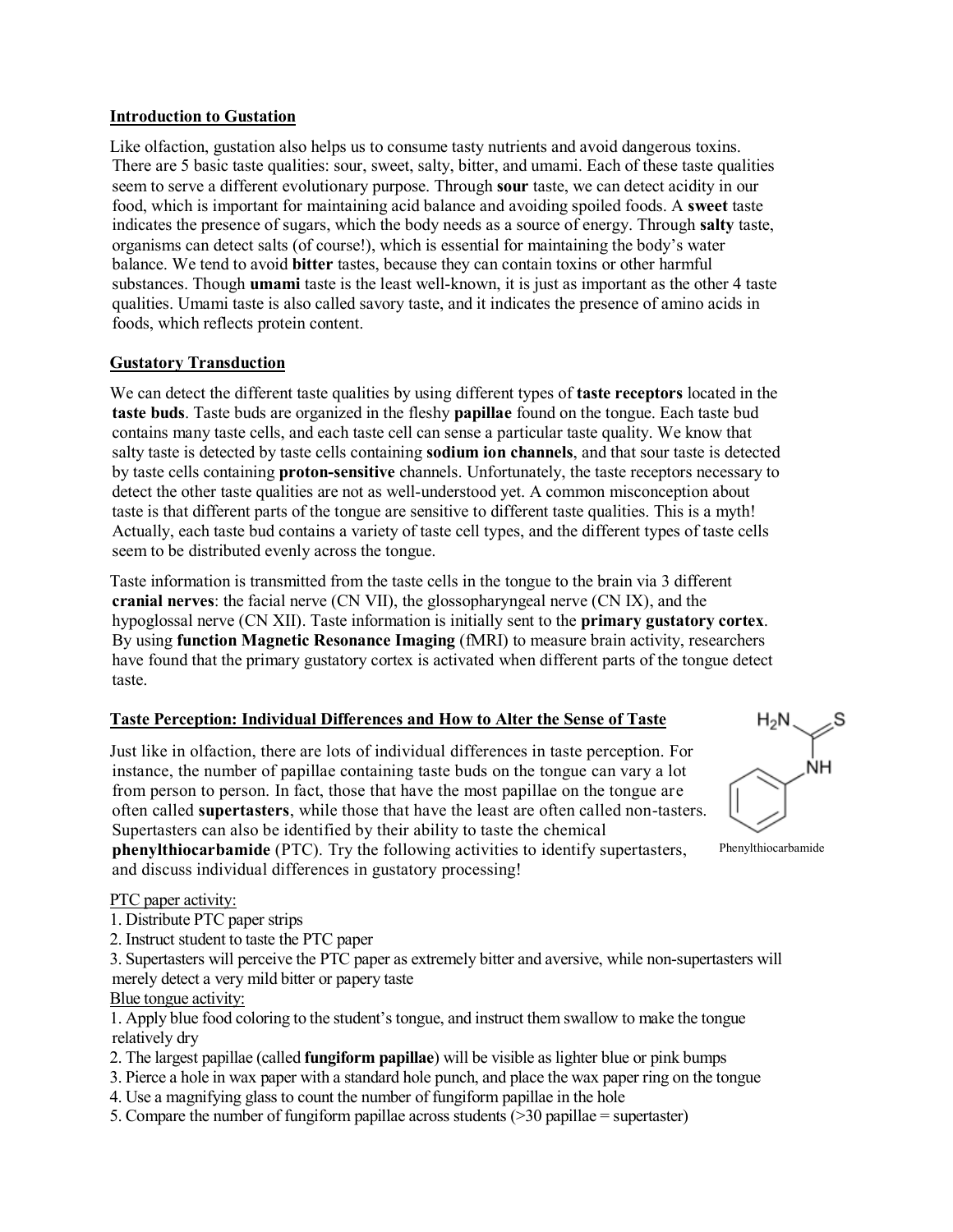## Introduction to Gustation

Like olfaction, gustation also helps us to consume tasty nutrients and avoid dangerous toxins. There are 5 basic taste qualities: sour, sweet, salty, bitter, and umami. Each of these taste qualities seem to serve a different evolutionary purpose. Through **sour** taste, we can detect acidity in our food, which is important for maintaining acid balance and avoiding spoiled foods. A **sweet** taste indicates the presence of sugars, which the body needs as a source of energy. Through **salty** taste, organisms can detect salts (of course!), which is essential for maintaining the body's water balance. We tend to avoid **bitter** tastes, because they can contain toxins or other harmful substances. Though **umami** taste is the least well-known, it is just as important as the other 4 taste qualities. Umami taste is also called savory taste, and it indicates the presence of amino acids in foods, which reflects protein content.

## Gustatory Transduction

We can detect the different taste qualities by using different types of **taste receptors** located in the **taste buds**. Taste buds are organized in the fleshy **papillae** found on the tongue. Each taste bud contains many taste cells, and each taste cell can sense a particular taste quality. We know that salty taste is detected by taste cells containing **sodium ion channels**, and that sour taste is detected by taste cells containing **proton-sensitive** channels. Unfortunately, the taste receptors necessary to detect the other taste qualities are not as well-understood yet. A common misconception about taste is that different parts of the tongue are sensitive to different taste qualities. This is a myth! Actually, each taste bud contains a variety of taste cell types, and the different types of taste cells seem to be distributed evenly across the tongue.

Taste information is transmitted from the taste cells in the tongue to the brain via 3 different **cranial nerves**: the facial nerve (CN VII), the glossopharyngeal nerve (CN IX), and the hypoglossal nerve (CN XII). Taste information is initially sent to the **primary gustatory cortex**. By using **function Magnetic Resonance Imaging** (fMRI) to measure brain activity, researchers have found that the primary gustatory cortex is activated when different parts of the tongue detect taste.

## Taste Perception: Individual Differences and How to Alter the Sense of Taste

Just like in olfaction, there are lots of individual differences in taste perception. For instance, the number of papillae containing taste buds on the tongue can vary a lot from person to person. In fact, those that have the most papillae on the tongue are often called **supertasters**, while those that have the least are often called non-tasters. Supertasters can also be identified by their ability to taste the chemical **phenylthiocarbamide** (PTC). Try the following activities to identify supertasters, and discuss individual differences in gustatory processing!

Phenylthiocarbamide

PTC paper activity:

1. Distribute PTC paper strips
2. Instruct student to taste the PTC paper
3. Supertasters will perceive the PTC paper as extremely bitter and aversive, while non-supertasters will merely detect a very mild bitter or papery taste

Blue tongue activity:

1. Apply blue food coloring to the student's tongue, and instruct them swallow to make the tongue relatively dry
2. The largest papillae (called **fungiform papillae**) will be visible as lighter blue or pink bumps
3. Pierce a hole in wax paper with a standard hole punch, and place the wax paper ring on the tongue
4. Use a magnifying glass to count the number of fungiform papillae in the hole
5. Compare the number of fungiform papillae across students (>30 papillae = supertaster)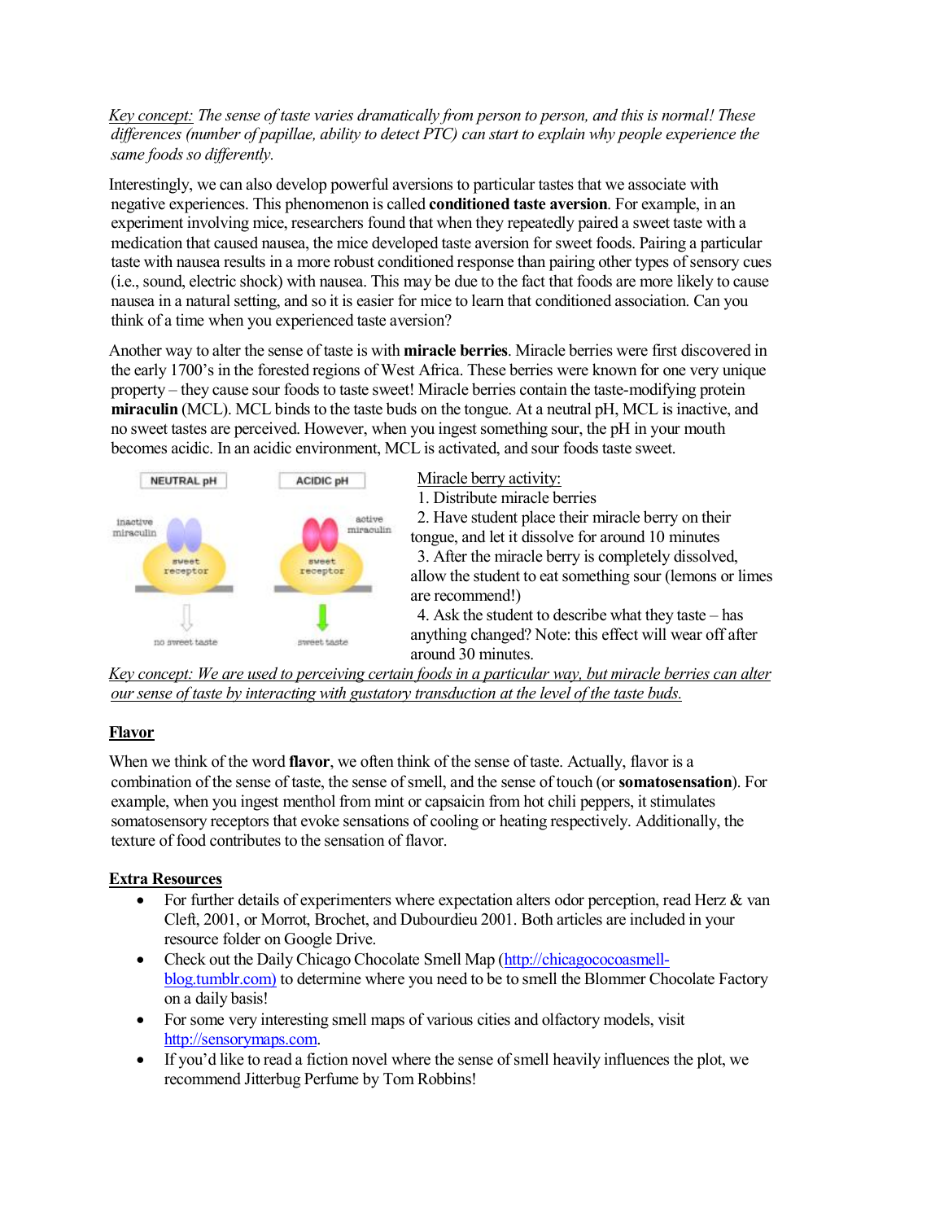*<u>Key concept:</u> The sense of taste varies dramatically from person to person, and this is normal! These differences (number of papillae, ability to detect PTC) can start to explain why people experience the same foods so differently.*

Interestingly, we can also develop powerful aversions to particular tastes that we associate with negative experiences. This phenomenon is called **conditioned taste aversion**. For example, in an experiment involving mice, researchers found that when they repeatedly paired a sweet taste with a medication that caused nausea, the mice developed taste aversion for sweet foods. Pairing a particular taste with nausea results in a more robust conditioned response than pairing other types of sensory cues (i.e., sound, electric shock) with nausea. This may be due to the fact that foods are more likely to cause nausea in a natural setting, and so it is easier for mice to learn that conditioned association. Can you think of a time when you experienced taste aversion?

Another way to alter the sense of taste is with **miracle berries**. Miracle berries were first discovered in the early 1700's in the forested regions of West Africa. These berries were known for one very unique property – they cause sour foods to taste sweet! Miracle berries contain the taste-modifying protein **miraculin** (MCL). MCL binds to the taste buds on the tongue. At a neutral pH, MCL is inactive, and no sweet tastes are perceived. However, when you ingest something sour, the pH in your mouth becomes acidic. In an acidic environment, MCL is activated, and sour foods taste sweet.

NEUTRAL pH
inactive miraculin
sweet receptor
no sweet taste

ACIDIC pH
active miraculin
sweet receptor
sweet taste

<u>Miracle berry activity:</u>

1. Distribute miracle berries
2. Have student place their miracle berry on their tongue, and let it dissolve for around 10 minutes
3. After the miracle berry is completely dissolved, allow the student to eat something sour (lemons or limes are recommend!)
4. Ask the student to describe what they taste – has anything changed? Note: this effect will wear off after around 30 minutes.

*<u>Key concept: We are used to perceiving certain foods in a particular way, but miracle berries can alter our sense of taste by interacting with gustatory transduction at the level of the taste buds.</u>*

## <u>Flavor</u>

When we think of the word **flavor**, we often think of the sense of taste. Actually, flavor is a combination of the sense of taste, the sense of smell, and the sense of touch (or **somatosensation**). For example, when you ingest menthol from mint or capsaicin from hot chili peppers, it stimulates somatosensory receptors that evoke sensations of cooling or heating respectively. Additionally, the texture of food contributes to the sensation of flavor.

## <u>Extra Resources</u>

- For further details of experimenters where expectation alters odor perception, read Herz & van Cleft, 2001, or Morrot, Brochet, and Dubourdieu 2001. Both articles are included in your resource folder on Google Drive.
- Check out the Daily Chicago Chocolate Smell Map (http://chicagococoasmell-blog.tumblr.com) to determine where you need to be to smell the Blommer Chocolate Factory on a daily basis!
- For some very interesting smell maps of various cities and olfactory models, visit http://sensorymaps.com.
- If you'd like to read a fiction novel where the sense of smell heavily influences the plot, we recommend Jitterbug Perfume by Tom Robbins!